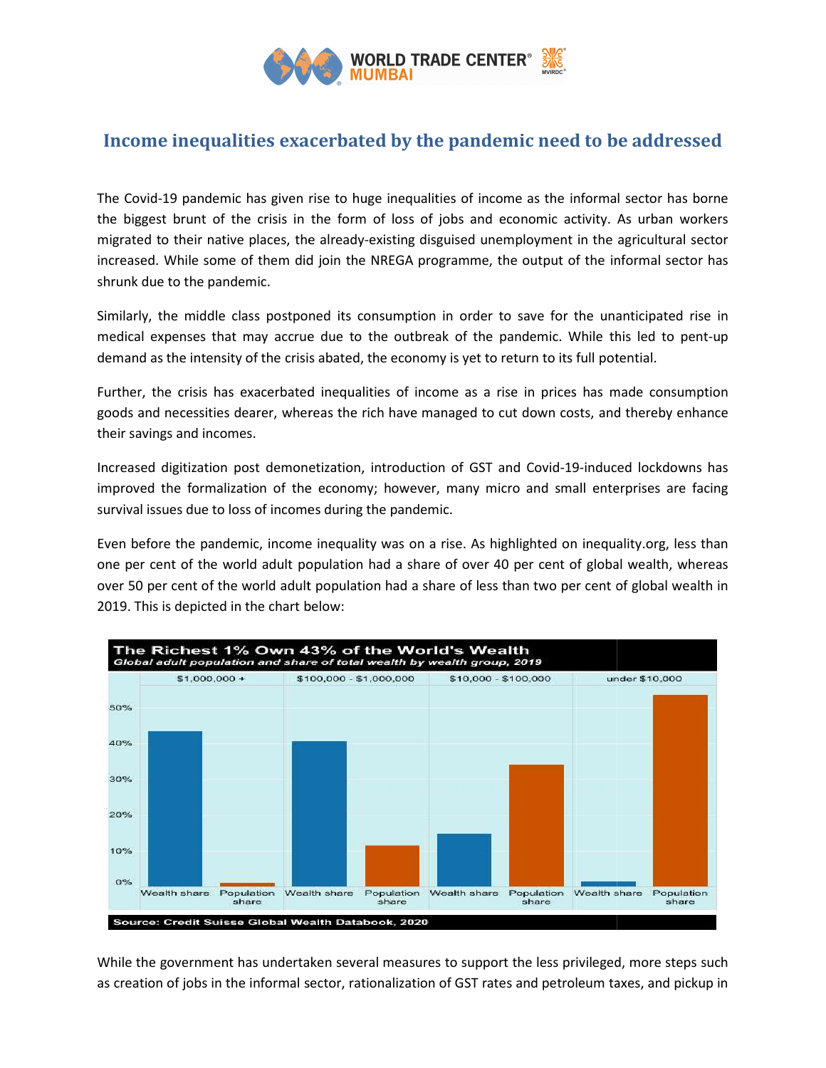# Income inequalities exacerbated by the pandemic need to be addressed

The Covid-19 pandemic has given rise to huge inequalities of income as the informal sector has borne the biggest brunt of the crisis in the form of loss of jobs and economic activity. As urban workers migrated to their native places, the already-existing disguised unemployment in the agricultural sector increased. While some of them did join the NREGA programme, the output of the informal sector has shrunk due to the pandemic.

Similarly, the middle class postponed its consumption in order to save for the unanticipated rise in medical expenses that may accrue due to the outbreak of the pandemic. While this led to pent-up demand as the intensity of the crisis abated, the economy is yet to return to its full potential.

Further, the crisis has exacerbated inequalities of income as a rise in prices has made consumption goods and necessities dearer, whereas the rich have managed to cut down costs, and thereby enhance their savings and incomes.

Increased digitization post demonetization, introduction of GST and Covid-19-induced lockdowns has improved the formalization of the economy; however, many micro and small enterprises are facing survival issues due to loss of incomes during the pandemic.

Even before the pandemic, income inequality was on a rise. As highlighted on inequality.org, less than one per cent of the world adult population had a share of over 40 per cent of global wealth, whereas over 50 per cent of the world adult population had a share of less than two per cent of global wealth in 2019. This is depicted in the chart below:

**The Richest 1% Own 43% of the World's Wealth**

*Global adult population and share of total wealth by wealth group, 2019*

$1,000,000 +
$100,000 - $1,000,000
$10,000 - $100,000
under $10,000

50%
40%
30%
20%
10%
0%

Wealth share
Population share

Source: Credit Suisse Global Wealth Databook, 2020

While the government has undertaken several measures to support the less privileged, more steps such as creation of jobs in the informal sector, rationalization of GST rates and petroleum taxes, and pickup in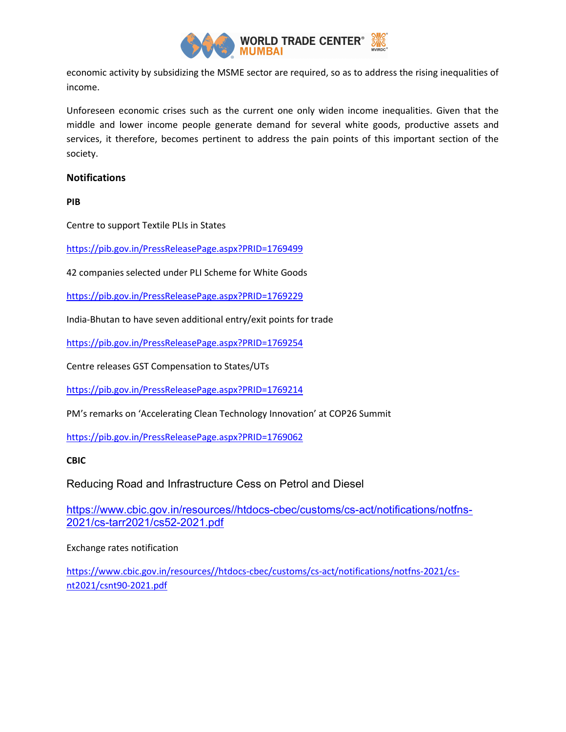economic activity by subsidizing the MSME sector are required, so as to address the rising inequalities of income.

Unforeseen economic crises such as the current one only widen income inequalities. Given that the middle and lower income people generate demand for several white goods, productive assets and services, it therefore, becomes pertinent to address the pain points of this important section of the society.

## Notifications

**PIB**

Centre to support Textile PLIs in States

https://pib.gov.in/PressReleasePage.aspx?PRID=1769499

42 companies selected under PLI Scheme for White Goods

https://pib.gov.in/PressReleasePage.aspx?PRID=1769229

India-Bhutan to have seven additional entry/exit points for trade

https://pib.gov.in/PressReleasePage.aspx?PRID=1769254

Centre releases GST Compensation to States/UTs

https://pib.gov.in/PressReleasePage.aspx?PRID=1769214

PM's remarks on 'Accelerating Clean Technology Innovation' at COP26 Summit

https://pib.gov.in/PressReleasePage.aspx?PRID=1769062

**CBIC**

Reducing Road and Infrastructure Cess on Petrol and Diesel

https://www.cbic.gov.in/resources//htdocs-cbec/customs/cs-act/notifications/notfns-2021/cs-tarr2021/cs52-2021.pdf

Exchange rates notification

https://www.cbic.gov.in/resources//htdocs-cbec/customs/cs-act/notifications/notfns-2021/cs-nt2021/csnt90-2021.pdf